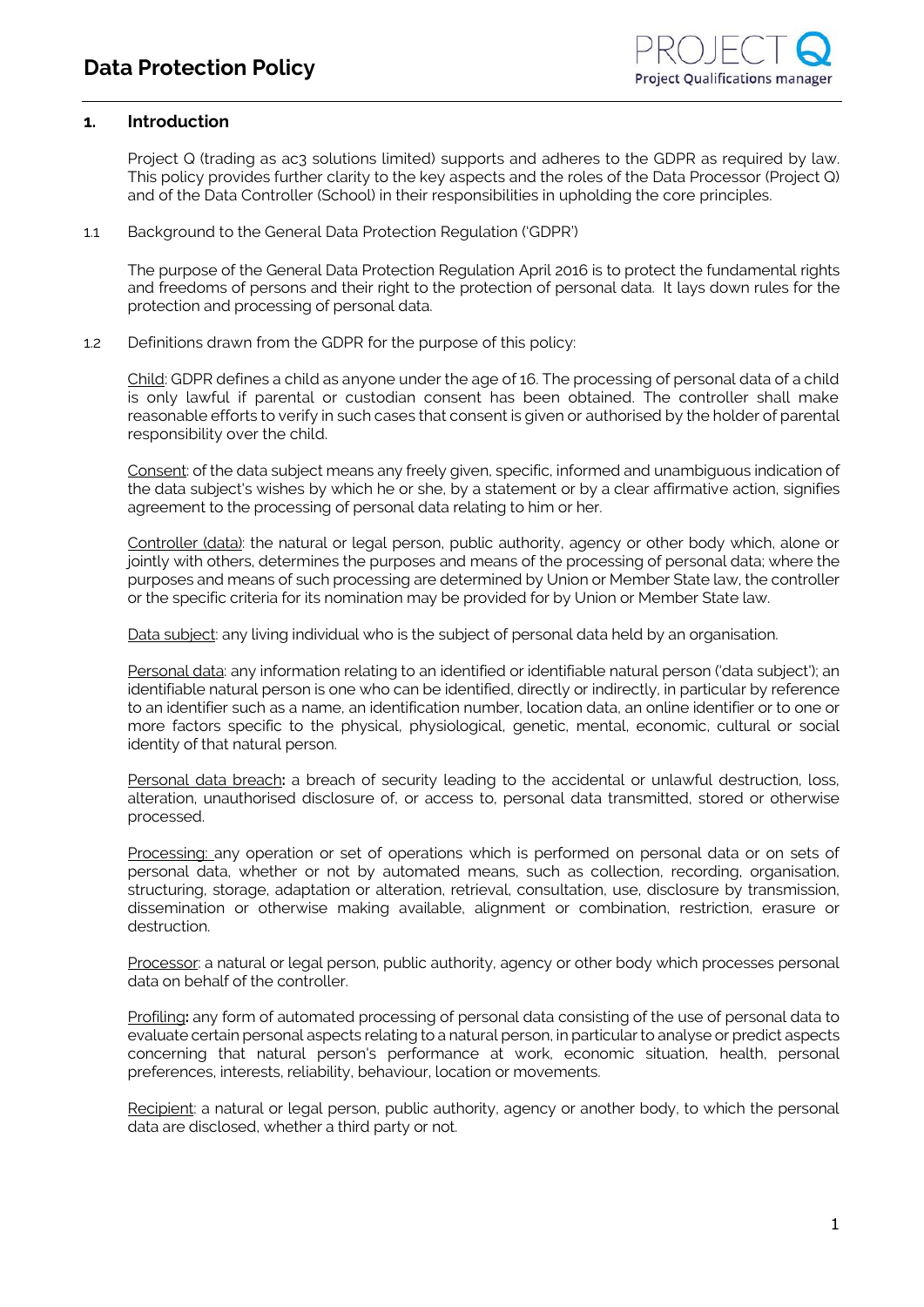# Data Protection Policy

## 1. Introduction

Project Q (trading as ac3 solutions limited) supports and adheres to the GDPR as required by law. This policy provides further clarity to the key aspects and the roles of the Data Processor (Project Q) and of the Data Controller (School) in their responsibilities in upholding the core principles.

### 1.1 Background to the General Data Protection Regulation ('GDPR')

The purpose of the General Data Protection Regulation April 2016 is to protect the fundamental rights and freedoms of persons and their right to the protection of personal data. It lays down rules for the protection and processing of personal data.

### 1.2 Definitions drawn from the GDPR for the purpose of this policy:

Child: GDPR defines a child as anyone under the age of 16. The processing of personal data of a child is only lawful if parental or custodian consent has been obtained. The controller shall make reasonable efforts to verify in such cases that consent is given or authorised by the holder of parental responsibility over the child.

Consent: of the data subject means any freely given, specific, informed and unambiguous indication of the data subject's wishes by which he or she, by a statement or by a clear affirmative action, signifies agreement to the processing of personal data relating to him or her.

Controller (data): the natural or legal person, public authority, agency or other body which, alone or jointly with others, determines the purposes and means of the processing of personal data; where the purposes and means of such processing are determined by Union or Member State law, the controller or the specific criteria for its nomination may be provided for by Union or Member State law.

Data subject: any living individual who is the subject of personal data held by an organisation.

Personal data: any information relating to an identified or identifiable natural person ('data subject'); an identifiable natural person is one who can be identified, directly or indirectly, in particular by reference to an identifier such as a name, an identification number, location data, an online identifier or to one or more factors specific to the physical, physiological, genetic, mental, economic, cultural or social identity of that natural person.

Personal data breach**:** a breach of security leading to the accidental or unlawful destruction, loss, alteration, unauthorised disclosure of, or access to, personal data transmitted, stored or otherwise processed.

Processing: any operation or set of operations which is performed on personal data or on sets of personal data, whether or not by automated means, such as collection, recording, organisation, structuring, storage, adaptation or alteration, retrieval, consultation, use, disclosure by transmission, dissemination or otherwise making available, alignment or combination, restriction, erasure or destruction.

Processor: a natural or legal person, public authority, agency or other body which processes personal data on behalf of the controller.

Profiling**:** any form of automated processing of personal data consisting of the use of personal data to evaluate certain personal aspects relating to a natural person, in particular to analyse or predict aspects concerning that natural person's performance at work, economic situation, health, personal preferences, interests, reliability, behaviour, location or movements.

Recipient: a natural or legal person, public authority, agency or another body, to which the personal data are disclosed, whether a third party or not.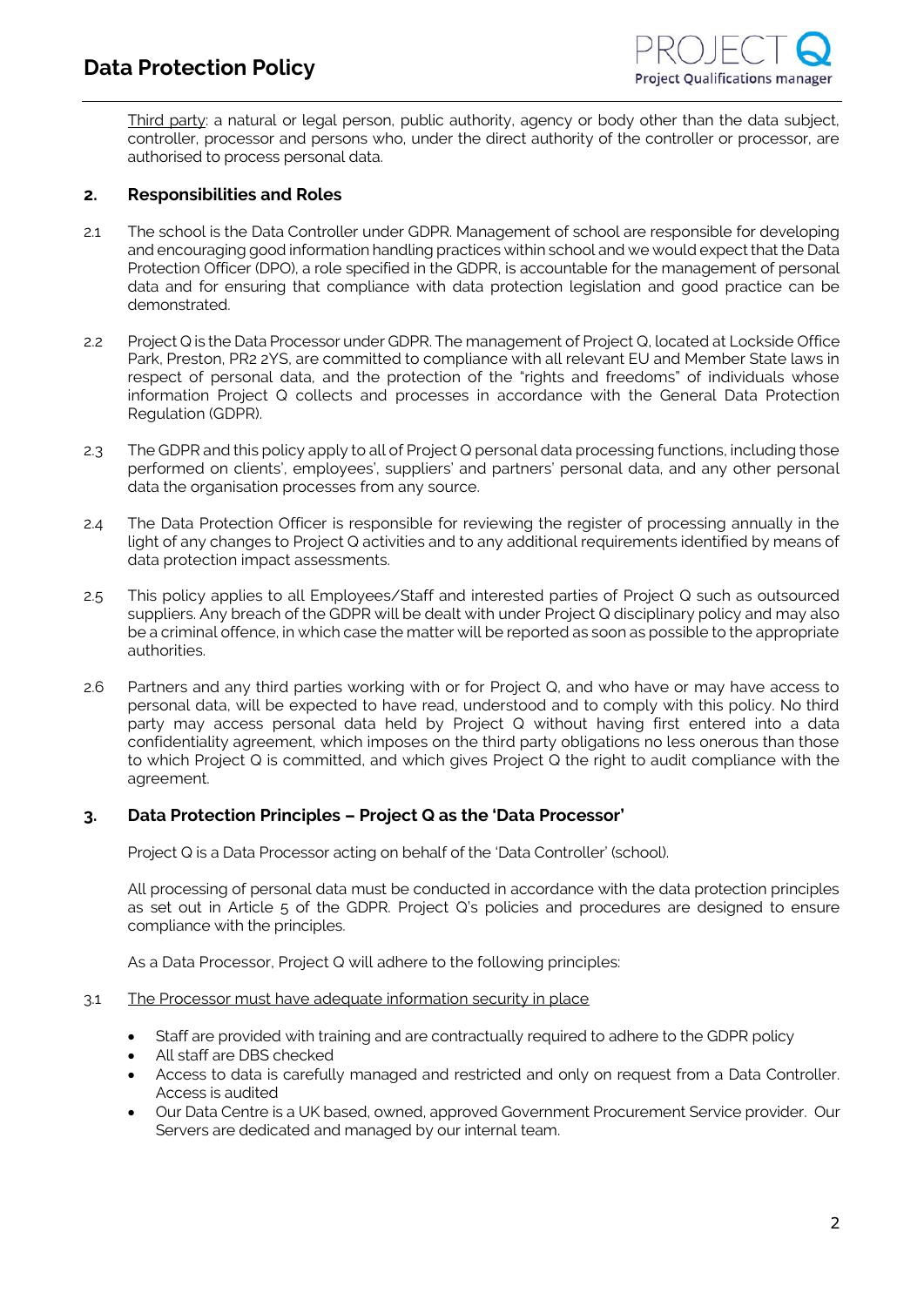Third party: a natural or legal person, public authority, agency or body other than the data subject, controller, processor and persons who, under the direct authority of the controller or processor, are authorised to process personal data.

## 2. Responsibilities and Roles

2.1 The school is the Data Controller under GDPR. Management of school are responsible for developing and encouraging good information handling practices within school and we would expect that the Data Protection Officer (DPO), a role specified in the GDPR, is accountable for the management of personal data and for ensuring that compliance with data protection legislation and good practice can be demonstrated.

2.2 Project Q is the Data Processor under GDPR. The management of Project Q, located at Lockside Office Park, Preston, PR2 2YS, are committed to compliance with all relevant EU and Member State laws in respect of personal data, and the protection of the "rights and freedoms" of individuals whose information Project Q collects and processes in accordance with the General Data Protection Regulation (GDPR).

2.3 The GDPR and this policy apply to all of Project Q personal data processing functions, including those performed on clients', employees', suppliers' and partners' personal data, and any other personal data the organisation processes from any source.

2.4 The Data Protection Officer is responsible for reviewing the register of processing annually in the light of any changes to Project Q activities and to any additional requirements identified by means of data protection impact assessments.

2.5 This policy applies to all Employees/Staff and interested parties of Project Q such as outsourced suppliers. Any breach of the GDPR will be dealt with under Project Q disciplinary policy and may also be a criminal offence, in which case the matter will be reported as soon as possible to the appropriate authorities.

2.6 Partners and any third parties working with or for Project Q, and who have or may have access to personal data, will be expected to have read, understood and to comply with this policy. No third party may access personal data held by Project Q without having first entered into a data confidentiality agreement, which imposes on the third party obligations no less onerous than those to which Project Q is committed, and which gives Project Q the right to audit compliance with the agreement.

## 3. Data Protection Principles – Project Q as the 'Data Processor'

Project Q is a Data Processor acting on behalf of the 'Data Controller' (school).

All processing of personal data must be conducted in accordance with the data protection principles as set out in Article 5 of the GDPR. Project Q's policies and procedures are designed to ensure compliance with the principles.

As a Data Processor, Project Q will adhere to the following principles:

3.1 The Processor must have adequate information security in place

- Staff are provided with training and are contractually required to adhere to the GDPR policy
- All staff are DBS checked
- Access to data is carefully managed and restricted and only on request from a Data Controller. Access is audited
- Our Data Centre is a UK based, owned, approved Government Procurement Service provider. Our Servers are dedicated and managed by our internal team.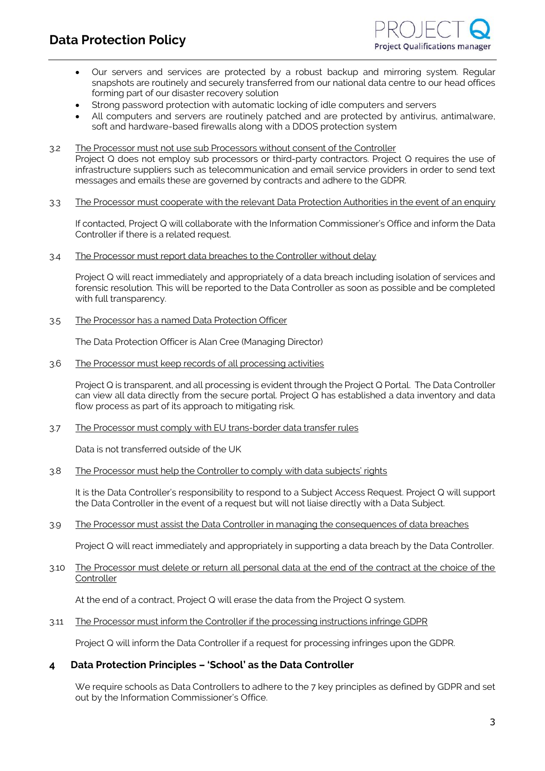- Our servers and services are protected by a robust backup and mirroring system. Regular snapshots are routinely and securely transferred from our national data centre to our head offices forming part of our disaster recovery solution
- Strong password protection with automatic locking of idle computers and servers
- All computers and servers are routinely patched and are protected by antivirus, antimalware, soft and hardware-based firewalls along with a DDOS protection system

3.2 The Processor must not use sub Processors without consent of the Controller

Project Q does not employ sub processors or third-party contractors. Project Q requires the use of infrastructure suppliers such as telecommunication and email service providers in order to send text messages and emails these are governed by contracts and adhere to the GDPR.

3.3 The Processor must cooperate with the relevant Data Protection Authorities in the event of an enquiry

If contacted, Project Q will collaborate with the Information Commissioner's Office and inform the Data Controller if there is a related request.

3.4 The Processor must report data breaches to the Controller without delay

Project Q will react immediately and appropriately of a data breach including isolation of services and forensic resolution. This will be reported to the Data Controller as soon as possible and be completed with full transparency.

3.5 The Processor has a named Data Protection Officer

The Data Protection Officer is Alan Cree (Managing Director)

3.6 The Processor must keep records of all processing activities

Project Q is transparent, and all processing is evident through the Project Q Portal. The Data Controller can view all data directly from the secure portal. Project Q has established a data inventory and data flow process as part of its approach to mitigating risk.

3.7 The Processor must comply with EU trans-border data transfer rules

Data is not transferred outside of the UK

3.8 The Processor must help the Controller to comply with data subjects' rights

It is the Data Controller's responsibility to respond to a Subject Access Request. Project Q will support the Data Controller in the event of a request but will not liaise directly with a Data Subject.

3.9 The Processor must assist the Data Controller in managing the consequences of data breaches

Project Q will react immediately and appropriately in supporting a data breach by the Data Controller.

3.10 The Processor must delete or return all personal data at the end of the contract at the choice of the Controller

At the end of a contract, Project Q will erase the data from the Project Q system.

3.11 The Processor must inform the Controller if the processing instructions infringe GDPR

Project Q will inform the Data Controller if a request for processing infringes upon the GDPR.

## 4 Data Protection Principles – 'School' as the Data Controller

We require schools as Data Controllers to adhere to the 7 key principles as defined by GDPR and set out by the Information Commissioner's Office.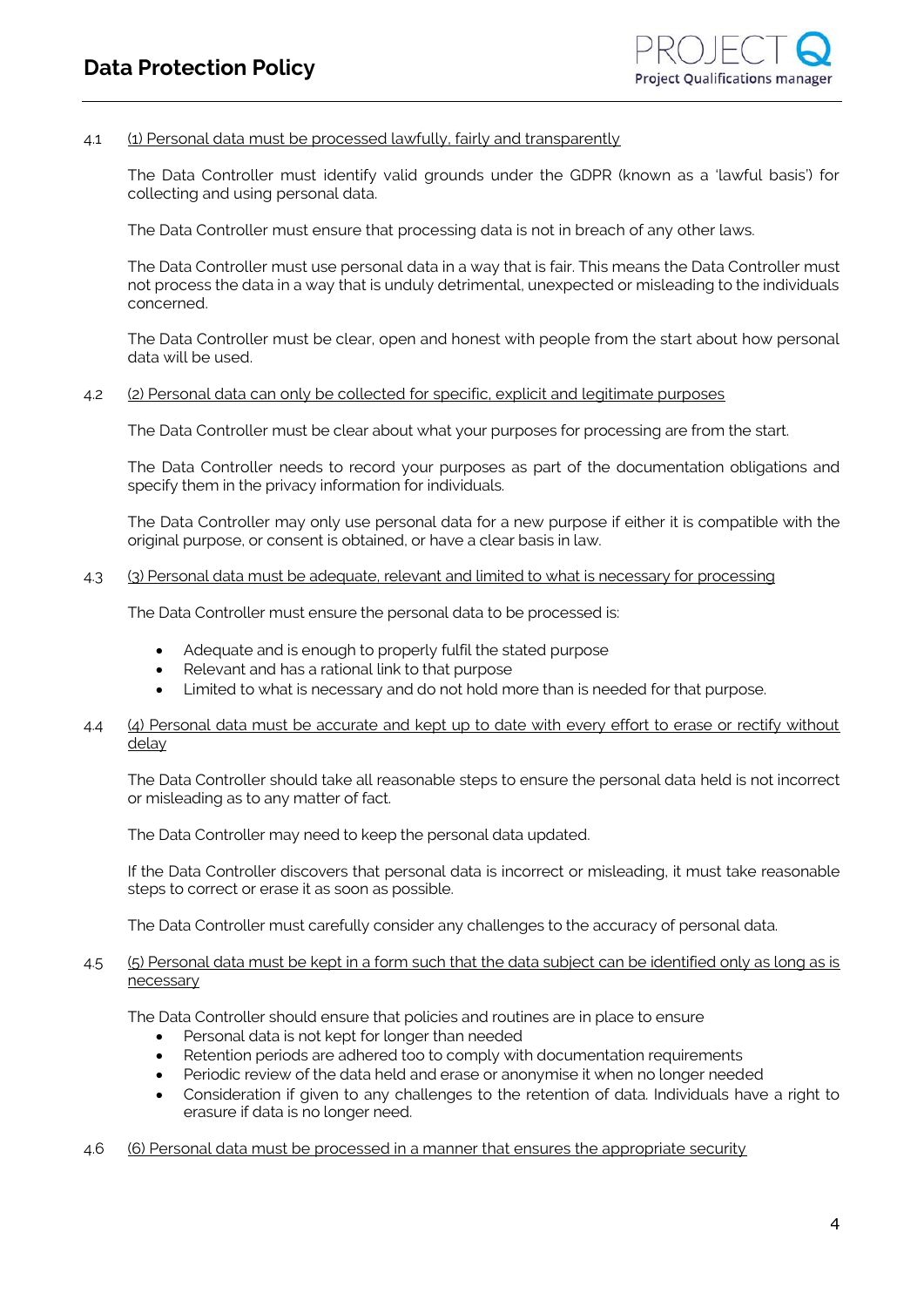4.1 (1) Personal data must be processed lawfully, fairly and transparently

The Data Controller must identify valid grounds under the GDPR (known as a 'lawful basis') for collecting and using personal data.

The Data Controller must ensure that processing data is not in breach of any other laws.

The Data Controller must use personal data in a way that is fair. This means the Data Controller must not process the data in a way that is unduly detrimental, unexpected or misleading to the individuals concerned.

The Data Controller must be clear, open and honest with people from the start about how personal data will be used.

4.2 (2) Personal data can only be collected for specific, explicit and legitimate purposes

The Data Controller must be clear about what your purposes for processing are from the start.

The Data Controller needs to record your purposes as part of the documentation obligations and specify them in the privacy information for individuals.

The Data Controller may only use personal data for a new purpose if either it is compatible with the original purpose, or consent is obtained, or have a clear basis in law.

4.3 (3) Personal data must be adequate, relevant and limited to what is necessary for processing

The Data Controller must ensure the personal data to be processed is:

- Adequate and is enough to properly fulfil the stated purpose
- Relevant and has a rational link to that purpose
- Limited to what is necessary and do not hold more than is needed for that purpose.

4.4 (4) Personal data must be accurate and kept up to date with every effort to erase or rectify without delay

The Data Controller should take all reasonable steps to ensure the personal data held is not incorrect or misleading as to any matter of fact.

The Data Controller may need to keep the personal data updated.

If the Data Controller discovers that personal data is incorrect or misleading, it must take reasonable steps to correct or erase it as soon as possible.

The Data Controller must carefully consider any challenges to the accuracy of personal data.

4.5 (5) Personal data must be kept in a form such that the data subject can be identified only as long as is necessary

The Data Controller should ensure that policies and routines are in place to ensure

- Personal data is not kept for longer than needed
- Retention periods are adhered too to comply with documentation requirements
- Periodic review of the data held and erase or anonymise it when no longer needed
- Consideration if given to any challenges to the retention of data. Individuals have a right to erasure if data is no longer need.

4.6 (6) Personal data must be processed in a manner that ensures the appropriate security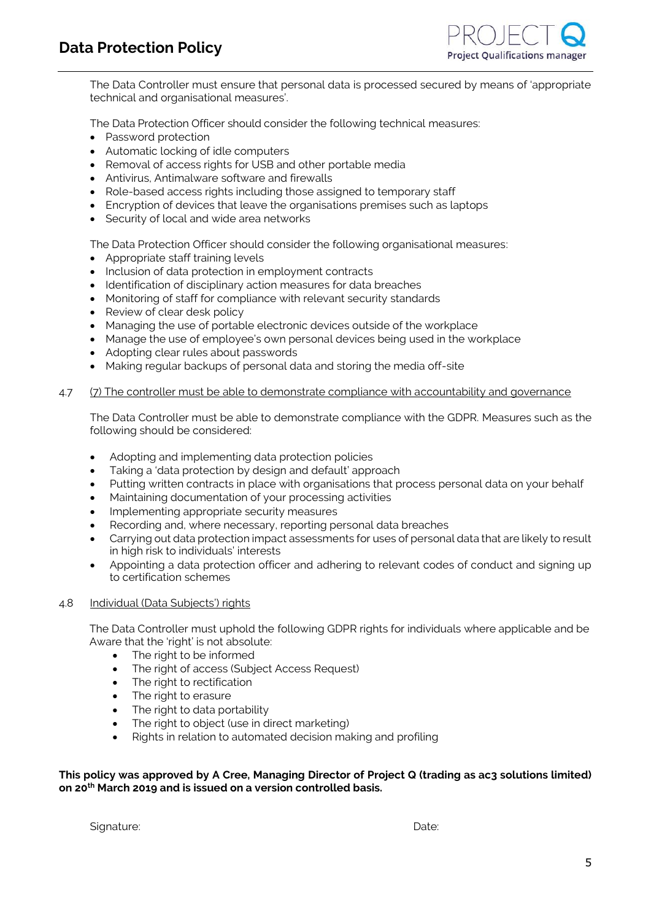The Data Controller must ensure that personal data is processed secured by means of 'appropriate technical and organisational measures'.

The Data Protection Officer should consider the following technical measures:

- Password protection
- Automatic locking of idle computers
- Removal of access rights for USB and other portable media
- Antivirus, Antimalware software and firewalls
- Role-based access rights including those assigned to temporary staff
- Encryption of devices that leave the organisations premises such as laptops
- Security of local and wide area networks

The Data Protection Officer should consider the following organisational measures:

- Appropriate staff training levels
- Inclusion of data protection in employment contracts
- Identification of disciplinary action measures for data breaches
- Monitoring of staff for compliance with relevant security standards
- Review of clear desk policy
- Managing the use of portable electronic devices outside of the workplace
- Manage the use of employee's own personal devices being used in the workplace
- Adopting clear rules about passwords
- Making regular backups of personal data and storing the media off-site

4.7 (7) The controller must be able to demonstrate compliance with accountability and governance

The Data Controller must be able to demonstrate compliance with the GDPR. Measures such as the following should be considered:

- Adopting and implementing data protection policies
- Taking a 'data protection by design and default' approach
- Putting written contracts in place with organisations that process personal data on your behalf
- Maintaining documentation of your processing activities
- Implementing appropriate security measures
- Recording and, where necessary, reporting personal data breaches
- Carrying out data protection impact assessments for uses of personal data that are likely to result in high risk to individuals' interests
- Appointing a data protection officer and adhering to relevant codes of conduct and signing up to certification schemes

4.8 Individual (Data Subjects') rights

The Data Controller must uphold the following GDPR rights for individuals where applicable and be Aware that the 'right' is not absolute:

- The right to be informed
- The right of access (Subject Access Request)
- The right to rectification
- The right to erasure
- The right to data portability
- The right to object (use in direct marketing)
- Rights in relation to automated decision making and profiling

**This policy was approved by A Cree, Managing Director of Project Q (trading as ac3 solutions limited) on 20th March 2019 and is issued on a version controlled basis.**

Signature: Date: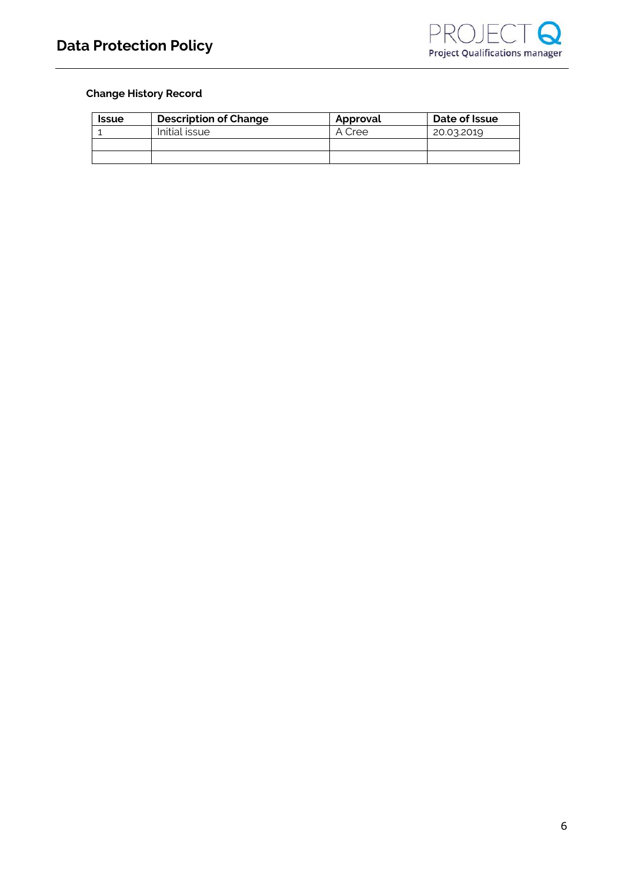**Change History Record**

| Issue | Description of Change | Approval | Date of Issue |
|---|---|---|---|
| 1 | Initial issue | A Cree | 20.03.2019 |
| | | | |
| | | | |